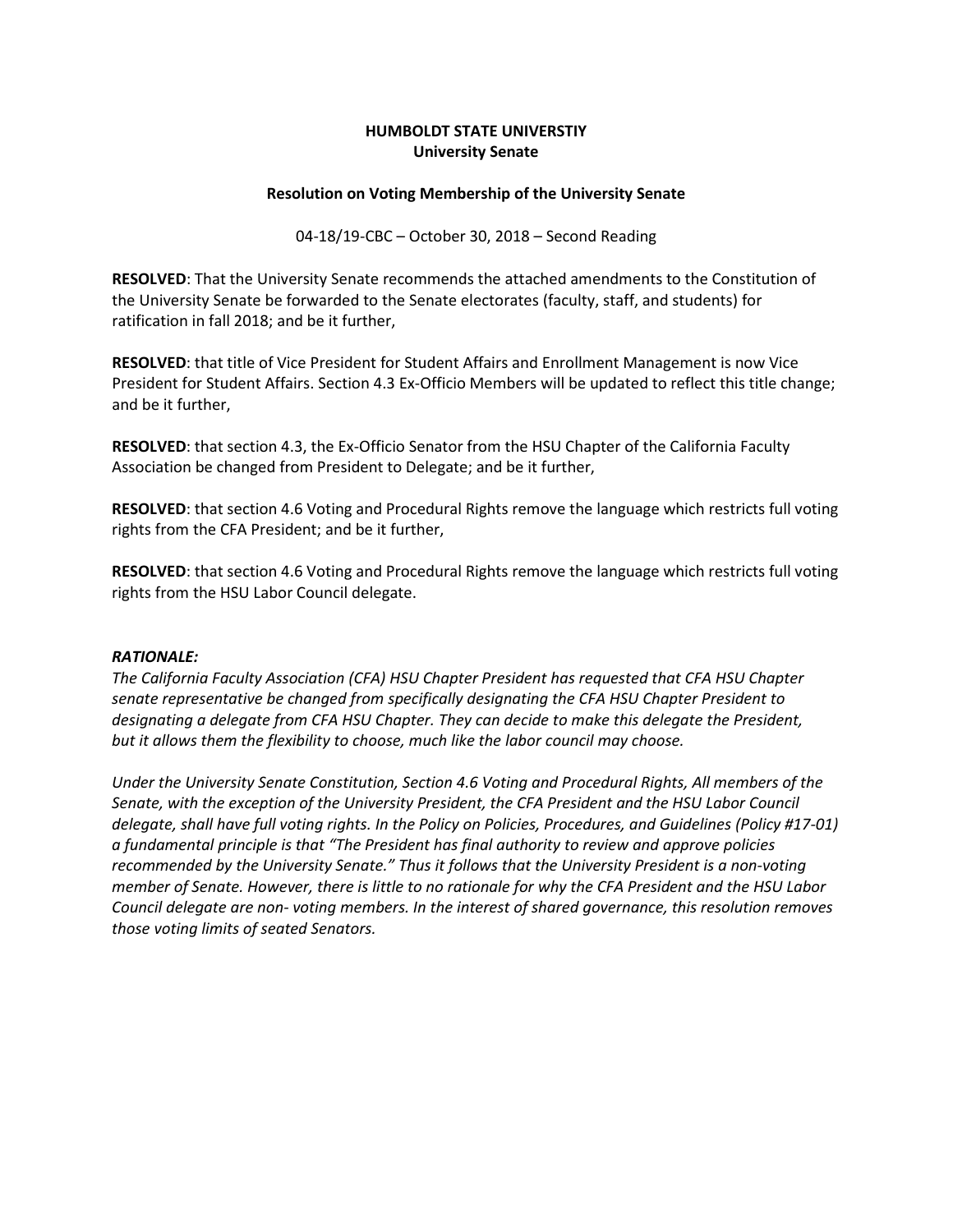**HUMBOLDT STATE UNIVERSTIY**
**University Senate**

**Resolution on Voting Membership of the University Senate**

04-18/19-CBC – October 30, 2018 – Second Reading

**RESOLVED**: That the University Senate recommends the attached amendments to the Constitution of the University Senate be forwarded to the Senate electorates (faculty, staff, and students) for ratification in fall 2018; and be it further,

**RESOLVED**: that title of Vice President for Student Affairs and Enrollment Management is now Vice President for Student Affairs. Section 4.3 Ex-Officio Members will be updated to reflect this title change; and be it further,

**RESOLVED**: that section 4.3, the Ex-Officio Senator from the HSU Chapter of the California Faculty Association be changed from President to Delegate; and be it further,

**RESOLVED**: that section 4.6 Voting and Procedural Rights remove the language which restricts full voting rights from the CFA President; and be it further,

**RESOLVED**: that section 4.6 Voting and Procedural Rights remove the language which restricts full voting rights from the HSU Labor Council delegate.

***RATIONALE:***

*The California Faculty Association (CFA) HSU Chapter President has requested that CFA HSU Chapter senate representative be changed from specifically designating the CFA HSU Chapter President to designating a delegate from CFA HSU Chapter. They can decide to make this delegate the President, but it allows them the flexibility to choose, much like the labor council may choose.*

*Under the University Senate Constitution, Section 4.6 Voting and Procedural Rights, All members of the Senate, with the exception of the University President, the CFA President and the HSU Labor Council delegate, shall have full voting rights. In the Policy on Policies, Procedures, and Guidelines (Policy #17-01) a fundamental principle is that "The President has final authority to review and approve policies recommended by the University Senate." Thus it follows that the University President is a non-voting member of Senate. However, there is little to no rationale for why the CFA President and the HSU Labor Council delegate are non- voting members. In the interest of shared governance, this resolution removes those voting limits of seated Senators.*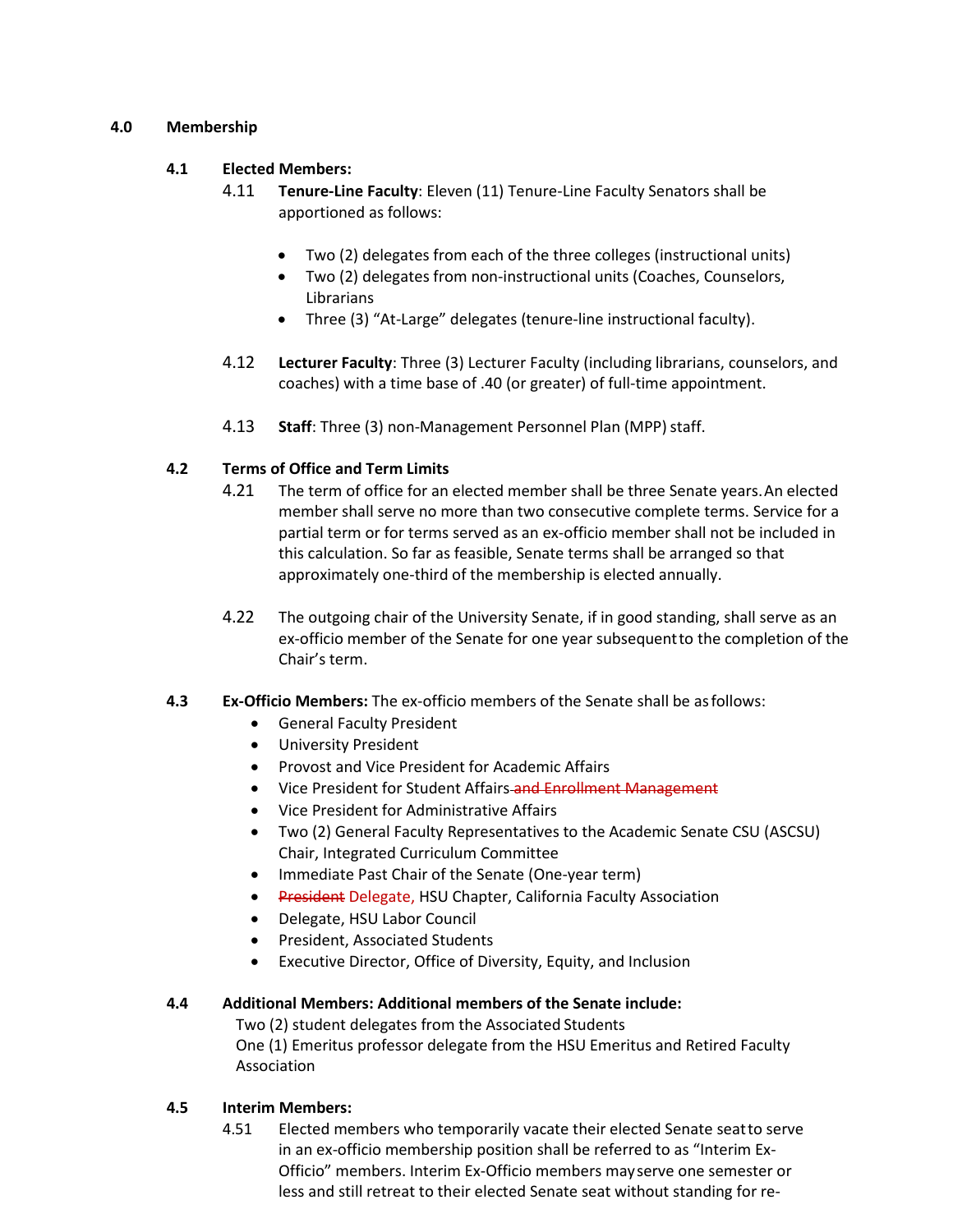## 4.0 Membership

### 4.1 Elected Members:

4.11 **Tenure-Line Faculty**: Eleven (11) Tenure-Line Faculty Senators shall be apportioned as follows:

- Two (2) delegates from each of the three colleges (instructional units)
- Two (2) delegates from non-instructional units (Coaches, Counselors, Librarians
- Three (3) "At-Large" delegates (tenure-line instructional faculty).

4.12 **Lecturer Faculty**: Three (3) Lecturer Faculty (including librarians, counselors, and coaches) with a time base of .40 (or greater) of full-time appointment.

4.13 **Staff**: Three (3) non-Management Personnel Plan (MPP) staff.

### 4.2 Terms of Office and Term Limits

4.21 The term of office for an elected member shall be three Senate years. An elected member shall serve no more than two consecutive complete terms. Service for a partial term or for terms served as an ex-officio member shall not be included in this calculation. So far as feasible, Senate terms shall be arranged so that approximately one-third of the membership is elected annually.

4.22 The outgoing chair of the University Senate, if in good standing, shall serve as an ex-officio member of the Senate for one year subsequent to the completion of the Chair's term.

### 4.3 Ex-Officio Members:

The ex-officio members of the Senate shall be as follows:

- General Faculty President
- University President
- Provost and Vice President for Academic Affairs
- Vice President for Student Affairs ~~and Enrollment Management~~
- Vice President for Administrative Affairs
- Two (2) General Faculty Representatives to the Academic Senate CSU (ASCSU) Chair, Integrated Curriculum Committee
- Immediate Past Chair of the Senate (One-year term)
- ~~President~~ Delegate, HSU Chapter, California Faculty Association
- Delegate, HSU Labor Council
- President, Associated Students
- Executive Director, Office of Diversity, Equity, and Inclusion

### 4.4 Additional Members: Additional members of the Senate include:

Two (2) student delegates from the Associated Students
One (1) Emeritus professor delegate from the HSU Emeritus and Retired Faculty Association

### 4.5 Interim Members:

4.51 Elected members who temporarily vacate their elected Senate seat to serve in an ex-officio membership position shall be referred to as "Interim Ex-Officio" members. Interim Ex-Officio members may serve one semester or less and still retreat to their elected Senate seat without standing for re-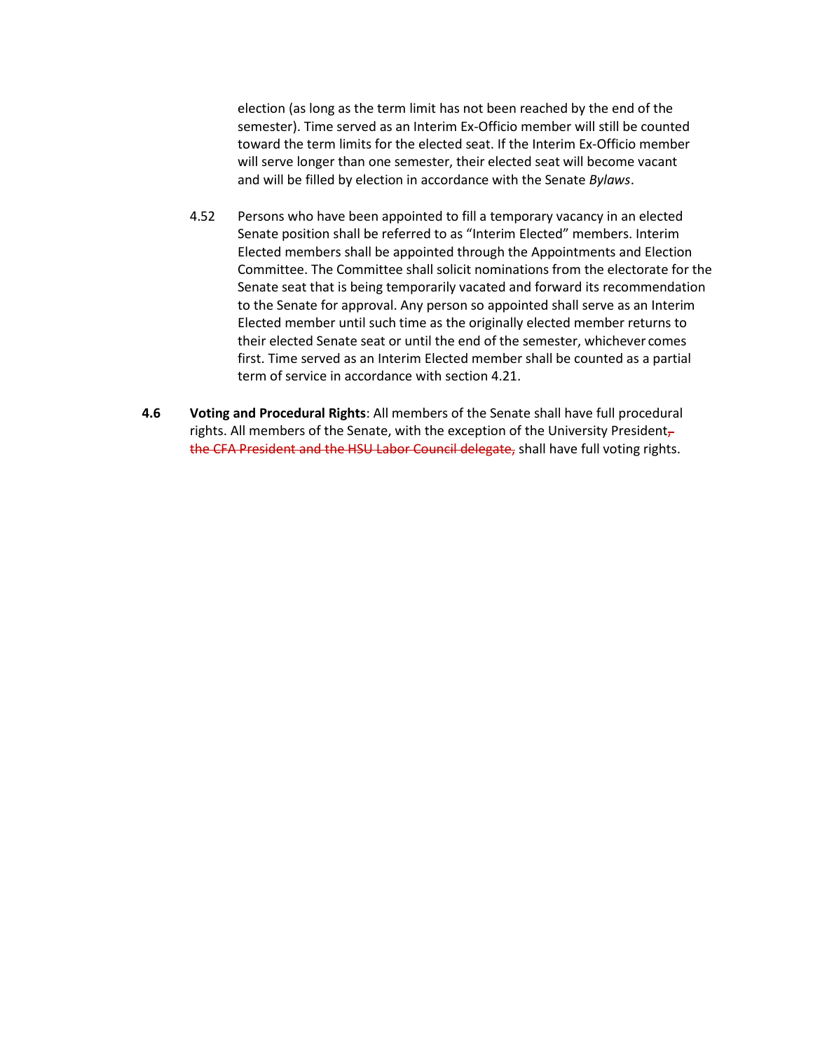election (as long as the term limit has not been reached by the end of the semester). Time served as an Interim Ex-Officio member will still be counted toward the term limits for the elected seat. If the Interim Ex-Officio member will serve longer than one semester, their elected seat will become vacant and will be filled by election in accordance with the Senate *Bylaws*.

4.52 Persons who have been appointed to fill a temporary vacancy in an elected Senate position shall be referred to as "Interim Elected" members. Interim Elected members shall be appointed through the Appointments and Election Committee. The Committee shall solicit nominations from the electorate for the Senate seat that is being temporarily vacated and forward its recommendation to the Senate for approval. Any person so appointed shall serve as an Interim Elected member until such time as the originally elected member returns to their elected Senate seat or until the end of the semester, whichever comes first. Time served as an Interim Elected member shall be counted as a partial term of service in accordance with section 4.21.

**4.6 Voting and Procedural Rights**: All members of the Senate shall have full procedural rights. All members of the Senate, with the exception of the University President~~, the CFA President and the HSU Labor Council delegate,~~ shall have full voting rights.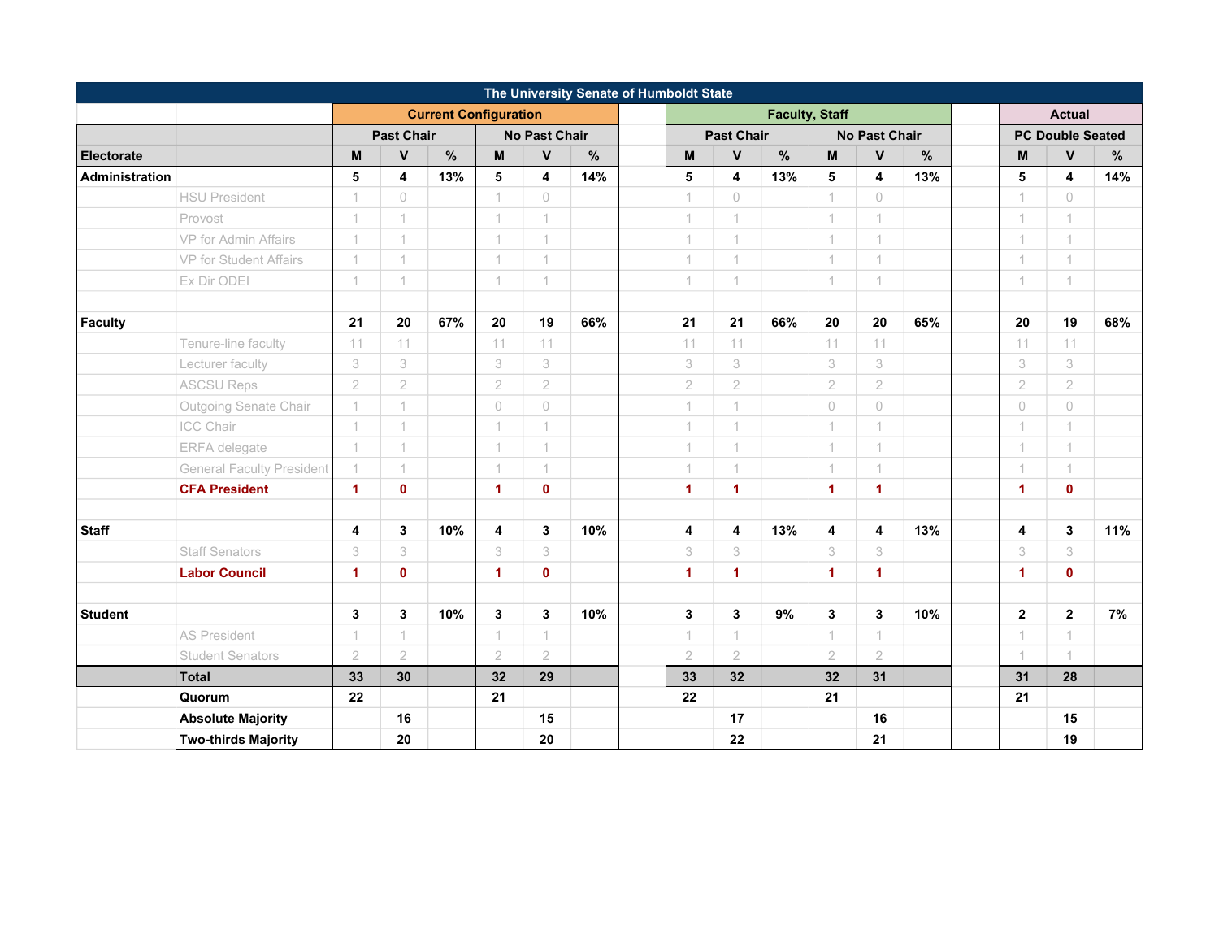| The University Senate of Humboldt State | | | | | | | | | | | | | | | | | | | |
|---|---|---|---|---|---|---|---|---|---|---|---|---|---|---|---|---|---|---|---|
| | | Current Configuration | | | | | | | Faculty, Staff | | | | | | | | Actual | | |
| | | Past Chair | | | No Past Chair | | | | Past Chair | | | No Past Chair | | | | | PC Double Seated | | |
| **Electorate** | | **M** | **V** | **%** | **M** | **V** | **%** | | **M** | **V** | **%** | **M** | **V** | **%** | | | **M** | **V** | **%** |
| **Administration** | | **5** | **4** | **13%** | **5** | **4** | **14%** | | **5** | **4** | **13%** | **5** | **4** | **13%** | | | **5** | **4** | **14%** |
| | HSU President | 1 | 0 | | 1 | 0 | | | 1 | 0 | | 1 | 0 | | | | 1 | 0 | |
| | Provost | 1 | 1 | | 1 | 1 | | | 1 | 1 | | 1 | 1 | | | | 1 | 1 | |
| | VP for Admin Affairs | 1 | 1 | | 1 | 1 | | | 1 | 1 | | 1 | 1 | | | | 1 | 1 | |
| | VP for Student Affairs | 1 | 1 | | 1 | 1 | | | 1 | 1 | | 1 | 1 | | | | 1 | 1 | |
| | Ex Dir ODEI | 1 | 1 | | 1 | 1 | | | 1 | 1 | | 1 | 1 | | | | 1 | 1 | |
| **Faculty** | | **21** | **20** | **67%** | **20** | **19** | **66%** | | **21** | **21** | **66%** | **20** | **20** | **65%** | | | **20** | **19** | **68%** |
| | Tenure-line faculty | 11 | 11 | | 11 | 11 | | | 11 | 11 | | 11 | 11 | | | | 11 | 11 | |
| | Lecturer faculty | 3 | 3 | | 3 | 3 | | | 3 | 3 | | 3 | 3 | | | | 3 | 3 | |
| | ASCSU Reps | 2 | 2 | | 2 | 2 | | | 2 | 2 | | 2 | 2 | | | | 2 | 2 | |
| | Outgoing Senate Chair | 1 | 1 | | 0 | 0 | | | 1 | 1 | | 0 | 0 | | | | 0 | 0 | |
| | ICC Chair | 1 | 1 | | 1 | 1 | | | 1 | 1 | | 1 | 1 | | | | 1 | 1 | |
| | ERFA delegate | 1 | 1 | | 1 | 1 | | | 1 | 1 | | 1 | 1 | | | | 1 | 1 | |
| | General Faculty President | 1 | 1 | | 1 | 1 | | | 1 | 1 | | 1 | 1 | | | | 1 | 1 | |
| | **CFA President** | **1** | **0** | | **1** | **0** | | | **1** | **1** | | **1** | **1** | | | | **1** | **0** | |
| **Staff** | | **4** | **3** | **10%** | **4** | **3** | **10%** | | **4** | **4** | **13%** | **4** | **4** | **13%** | | | **4** | **3** | **11%** |
| | Staff Senators | 3 | 3 | | 3 | 3 | | | 3 | 3 | | 3 | 3 | | | | 3 | 3 | |
| | **Labor Council** | **1** | **0** | | **1** | **0** | | | **1** | **1** | | **1** | **1** | | | | **1** | **0** | |
| **Student** | | **3** | **3** | **10%** | **3** | **3** | **10%** | | **3** | **3** | **9%** | **3** | **3** | **10%** | | | **2** | **2** | **7%** |
| | AS President | 1 | 1 | | 1 | 1 | | | 1 | 1 | | 1 | 1 | | | | 1 | 1 | |
| | Student Senators | 2 | 2 | | 2 | 2 | | | 2 | 2 | | 2 | 2 | | | | 1 | 1 | |
| | **Total** | **33** | **30** | | **32** | **29** | | | **33** | **32** | | **32** | **31** | | | | **31** | **28** | |
| | **Quorum** | **22** | | | **21** | | | | **22** | | | **21** | | | | | **21** | | |
| | **Absolute Majority** | | **16** | | | **15** | | | | **17** | | | **16** | | | | | **15** | |
| | **Two-thirds Majority** | | **20** | | | **20** | | | | **22** | | | **21** | | | | | **19** | |